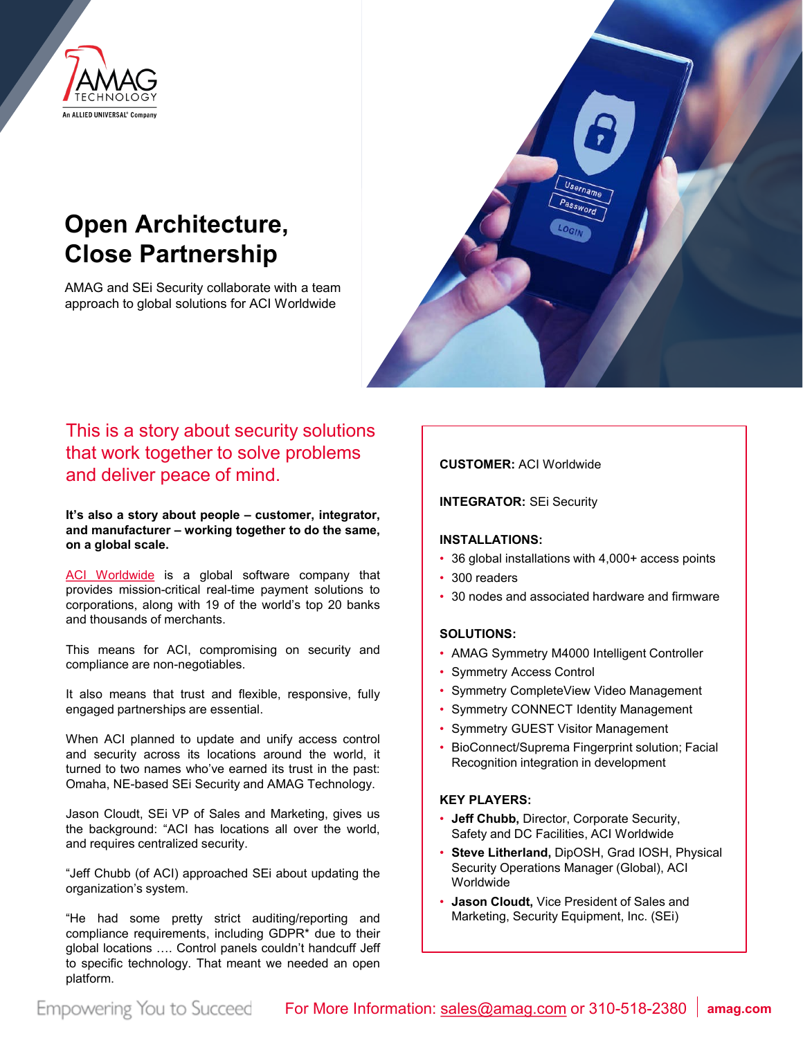# Open Architecture, Close Partnership

AMAG and SEi Security collaborate with a team approach to global solutions for ACI Worldwide

## This is a story about security solutions that work together to solve problems and deliver peace of mind.

**It's also a story about people – customer, integrator, and manufacturer – working together to do the same, on a global scale.**

ACI Worldwide is a global software company that provides mission-critical real-time payment solutions to corporations, along with 19 of the world's top 20 banks and thousands of merchants.

This means for ACI, compromising on security and compliance are non-negotiables.

It also means that trust and flexible, responsive, fully engaged partnerships are essential.

When ACI planned to update and unify access control and security across its locations around the world, it turned to two names who've earned its trust in the past: Omaha, NE-based SEi Security and AMAG Technology.

Jason Cloudt, SEi VP of Sales and Marketing, gives us the background: "ACI has locations all over the world, and requires centralized security.

"Jeff Chubb (of ACI) approached SEi about updating the organization's system.

"He had some pretty strict auditing/reporting and compliance requirements, including GDPR* due to their global locations …. Control panels couldn't handcuff Jeff to specific technology. That meant we needed an open platform.

**CUSTOMER:** ACI Worldwide

**INTEGRATOR:** SEi Security

**INSTALLATIONS:**

- 36 global installations with 4,000+ access points
- 300 readers
- 30 nodes and associated hardware and firmware

**SOLUTIONS:**

- AMAG Symmetry M4000 Intelligent Controller
- Symmetry Access Control
- Symmetry CompleteView Video Management
- Symmetry CONNECT Identity Management
- Symmetry GUEST Visitor Management
- BioConnect/Suprema Fingerprint solution; Facial Recognition integration in development

**KEY PLAYERS:**

- **Jeff Chubb,** Director, Corporate Security, Safety and DC Facilities, ACI Worldwide
- **Steve Litherland,** DipOSH, Grad IOSH, Physical Security Operations Manager (Global), ACI Worldwide
- **Jason Cloudt,** Vice President of Sales and Marketing, Security Equipment, Inc. (SEi)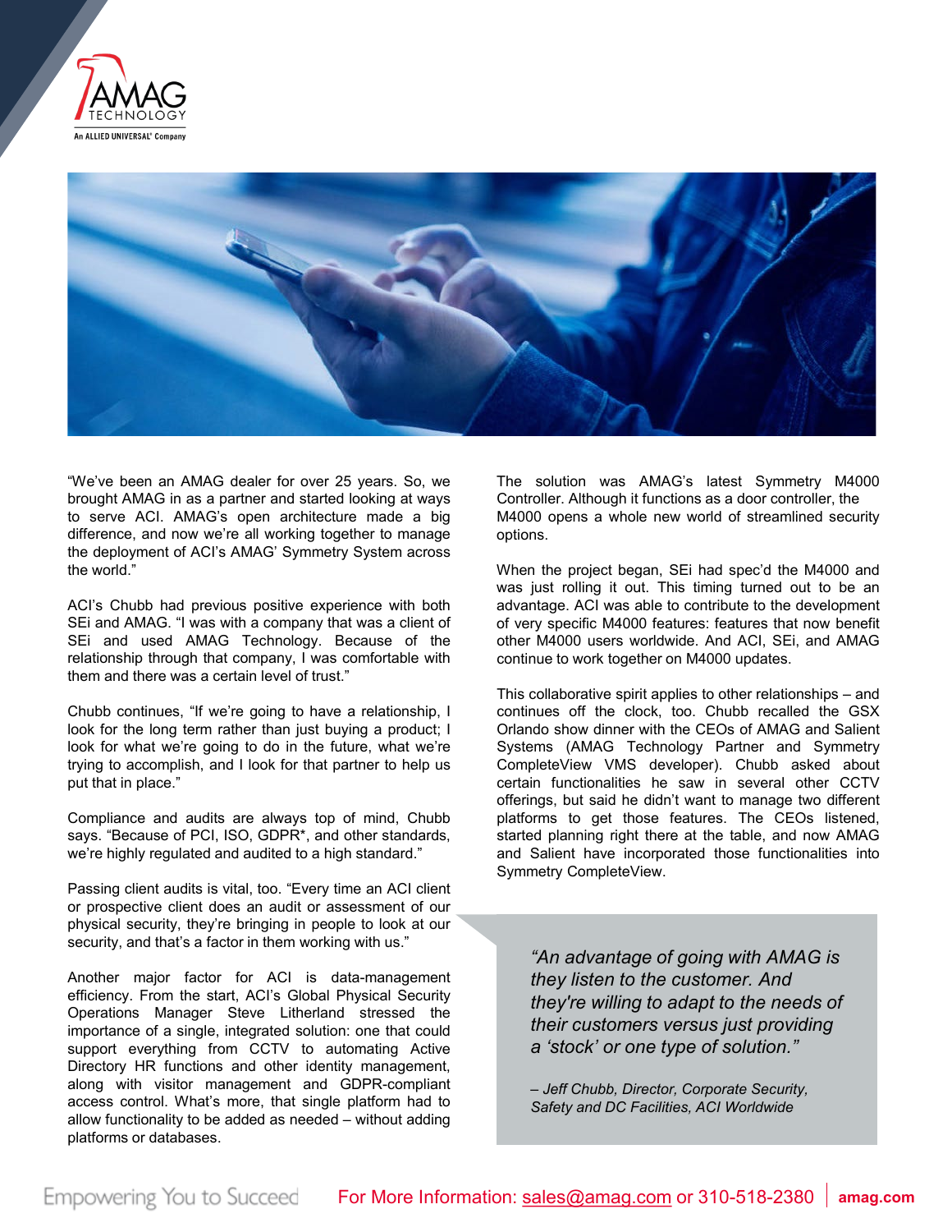"We've been an AMAG dealer for over 25 years. So, we brought AMAG in as a partner and started looking at ways to serve ACI. AMAG's open architecture made a big difference, and now we're all working together to manage the deployment of ACI's AMAG' Symmetry System across the world."

ACI's Chubb had previous positive experience with both SEi and AMAG. "I was with a company that was a client of SEi and used AMAG Technology. Because of the relationship through that company, I was comfortable with them and there was a certain level of trust."

Chubb continues, "If we're going to have a relationship, I look for the long term rather than just buying a product; I look for what we're going to do in the future, what we're trying to accomplish, and I look for that partner to help us put that in place."

Compliance and audits are always top of mind, Chubb says. "Because of PCI, ISO, GDPR*, and other standards, we're highly regulated and audited to a high standard."

Passing client audits is vital, too. "Every time an ACI client or prospective client does an audit or assessment of our physical security, they're bringing in people to look at our security, and that's a factor in them working with us."

Another major factor for ACI is data-management efficiency. From the start, ACI's Global Physical Security Operations Manager Steve Litherland stressed the importance of a single, integrated solution: one that could support everything from CCTV to automating Active Directory HR functions and other identity management, along with visitor management and GDPR-compliant access control. What's more, that single platform had to allow functionality to be added as needed – without adding platforms or databases.

The solution was AMAG's latest Symmetry M4000 Controller. Although it functions as a door controller, the M4000 opens a whole new world of streamlined security options.

When the project began, SEi had spec'd the M4000 and was just rolling it out. This timing turned out to be an advantage. ACI was able to contribute to the development of very specific M4000 features: features that now benefit other M4000 users worldwide. And ACI, SEi, and AMAG continue to work together on M4000 updates.

This collaborative spirit applies to other relationships – and continues off the clock, too. Chubb recalled the GSX Orlando show dinner with the CEOs of AMAG and Salient Systems (AMAG Technology Partner and Symmetry CompleteView VMS developer). Chubb asked about certain functionalities he saw in several other CCTV offerings, but said he didn't want to manage two different platforms to get those features. The CEOs listened, started planning right there at the table, and now AMAG and Salient have incorporated those functionalities into Symmetry CompleteView.

> *"An advantage of going with AMAG is they listen to the customer. And they're willing to adapt to the needs of their customers versus just providing a 'stock' or one type of solution."*
>
> *– Jeff Chubb, Director, Corporate Security, Safety and DC Facilities, ACI Worldwide*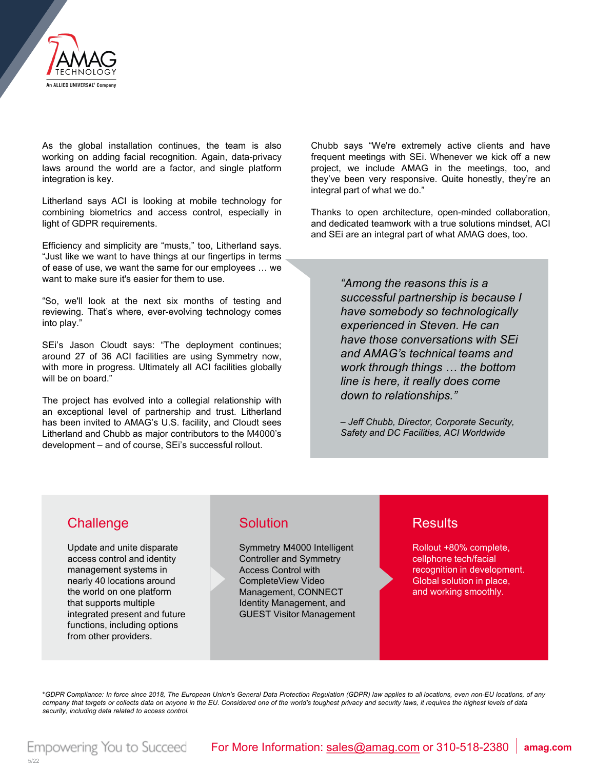As the global installation continues, the team is also working on adding facial recognition. Again, data-privacy laws around the world are a factor, and single platform integration is key.

Litherland says ACI is looking at mobile technology for combining biometrics and access control, especially in light of GDPR requirements.

Efficiency and simplicity are "musts," too, Litherland says. "Just like we want to have things at our fingertips in terms of ease of use, we want the same for our employees … we want to make sure it's easier for them to use.

"So, we'll look at the next six months of testing and reviewing. That's where, ever-evolving technology comes into play."

SEi's Jason Cloudt says: "The deployment continues; around 27 of 36 ACI facilities are using Symmetry now, with more in progress. Ultimately all ACI facilities globally will be on board."

The project has evolved into a collegial relationship with an exceptional level of partnership and trust. Litherland has been invited to AMAG's U.S. facility, and Cloudt sees Litherland and Chubb as major contributors to the M4000's development – and of course, SEi's successful rollout.

Chubb says "We're extremely active clients and have frequent meetings with SEi. Whenever we kick off a new project, we include AMAG in the meetings, too, and they've been very responsive. Quite honestly, they're an integral part of what we do."

Thanks to open architecture, open-minded collaboration, and dedicated teamwork with a true solutions mindset, ACI and SEi are an integral part of what AMAG does, too.

> *"Among the reasons this is a successful partnership is because I have somebody so technologically experienced in Steven. He can have those conversations with SEi and AMAG's technical teams and work through things … the bottom line is here, it really does come down to relationships."*
>
> *– Jeff Chubb, Director, Corporate Security, Safety and DC Facilities, ACI Worldwide*

## Challenge

Update and unite disparate access control and identity management systems in nearly 40 locations around the world on one platform that supports multiple integrated present and future functions, including options from other providers.

## Solution

Symmetry M4000 Intelligent Controller and Symmetry Access Control with CompleteView Video Management, CONNECT Identity Management, and GUEST Visitor Management

## Results

Rollout +80% complete, cellphone tech/facial recognition in development. Global solution in place, and working smoothly.

*\*GDPR Compliance: In force since 2018, The European Union's General Data Protection Regulation (GDPR) law applies to all locations, even non-EU locations, of any company that targets or collects data on anyone in the EU. Considered one of the world's toughest privacy and security laws, it requires the highest levels of data security, including data related to access control.*

Empowering You to Succeed

For More Information: sales@amag.com or 310-518-2380 | amag.com